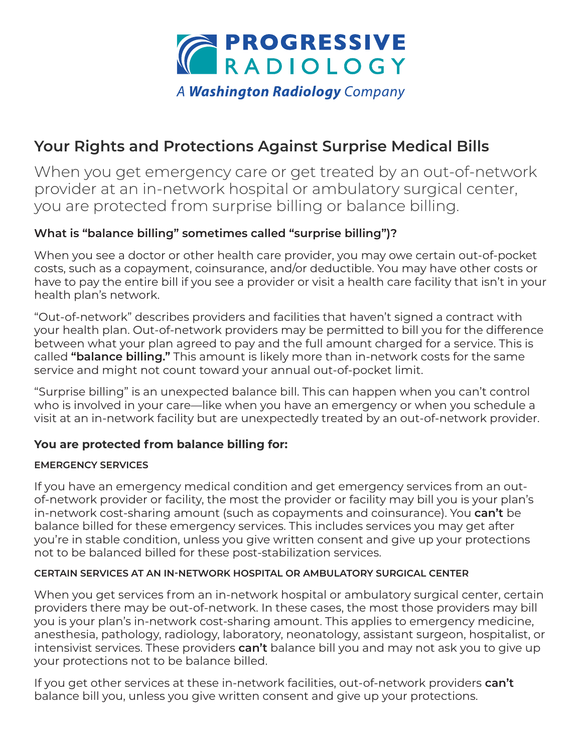PROGRESSIVE RADIOLOGY

*A **Washington Radiology** Company*

# Your Rights and Protections Against Surprise Medical Bills

When you get emergency care or get treated by an out-of-network provider at an in-network hospital or ambulatory surgical center, you are protected from surprise billing or balance billing.

### What is “balance billing” sometimes called “surprise billing”)?

When you see a doctor or other health care provider, you may owe certain out-of-pocket costs, such as a copayment, coinsurance, and/or deductible. You may have other costs or have to pay the entire bill if you see a provider or visit a health care facility that isn’t in your health plan’s network.

“Out-of-network” describes providers and facilities that haven’t signed a contract with your health plan. Out-of-network providers may be permitted to bill you for the difference between what your plan agreed to pay and the full amount charged for a service. This is called **“balance billing.”** This amount is likely more than in-network costs for the same service and might not count toward your annual out-of-pocket limit.

“Surprise billing” is an unexpected balance bill. This can happen when you can’t control who is involved in your care—like when you have an emergency or when you schedule a visit at an in-network facility but are unexpectedly treated by an out-of-network provider.

### You are protected from balance billing for:

#### EMERGENCY SERVICES

If you have an emergency medical condition and get emergency services from an out-of-network provider or facility, the most the provider or facility may bill you is your plan’s in-network cost-sharing amount (such as copayments and coinsurance). You **can’t** be balance billed for these emergency services. This includes services you may get after you’re in stable condition, unless you give written consent and give up your protections not to be balanced billed for these post-stabilization services.

#### CERTAIN SERVICES AT AN IN-NETWORK HOSPITAL OR AMBULATORY SURGICAL CENTER

When you get services from an in-network hospital or ambulatory surgical center, certain providers there may be out-of-network. In these cases, the most those providers may bill you is your plan’s in-network cost-sharing amount. This applies to emergency medicine, anesthesia, pathology, radiology, laboratory, neonatology, assistant surgeon, hospitalist, or intensivist services. These providers **can’t** balance bill you and may not ask you to give up your protections not to be balance billed.

If you get other services at these in-network facilities, out-of-network providers **can’t** balance bill you, unless you give written consent and give up your protections.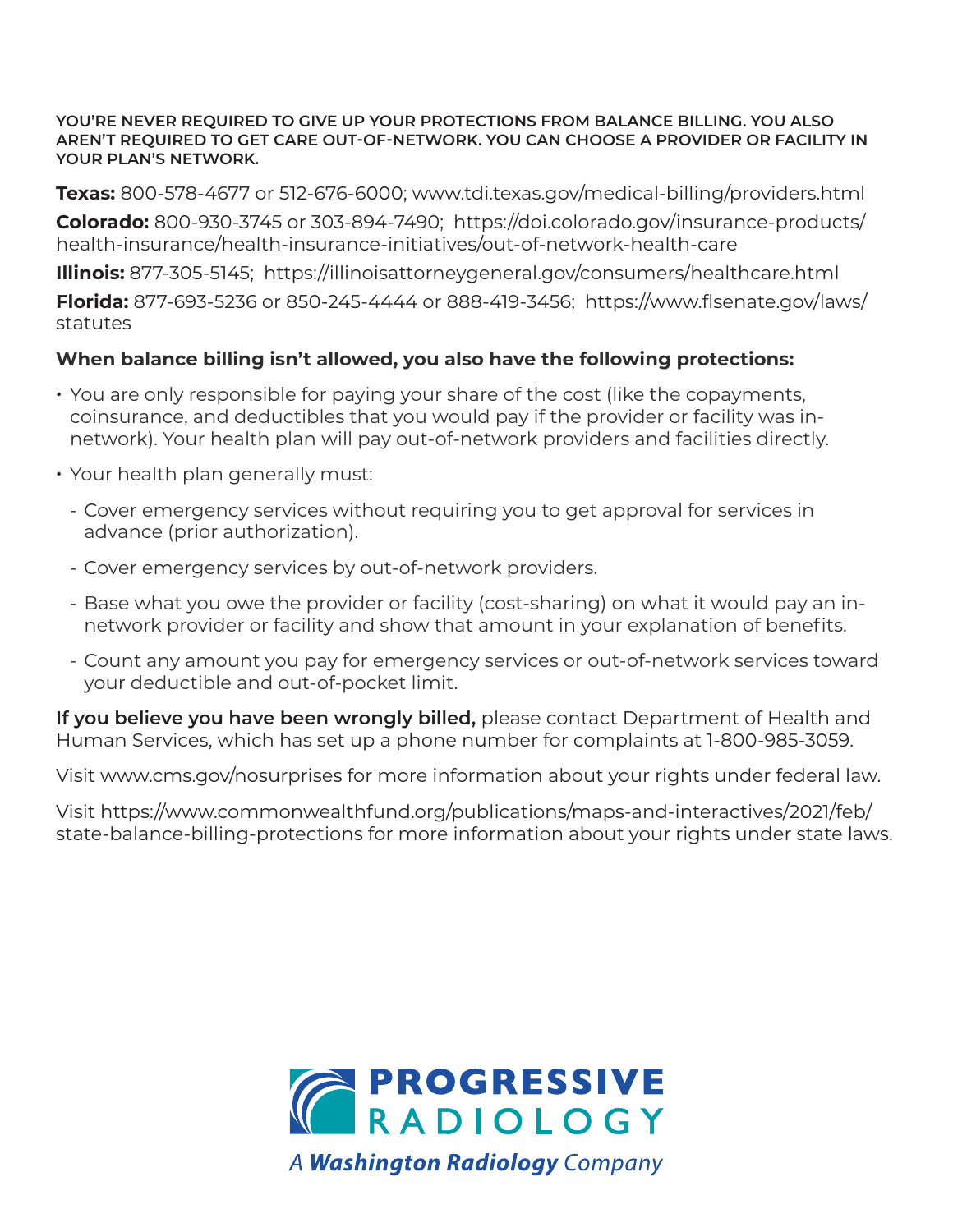**YOU'RE NEVER REQUIRED TO GIVE UP YOUR PROTECTIONS FROM BALANCE BILLING. YOU ALSO AREN'T REQUIRED TO GET CARE OUT-OF-NETWORK. YOU CAN CHOOSE A PROVIDER OR FACILITY IN YOUR PLAN'S NETWORK.**

**Texas:** 800-578-4677 or 512-676-6000; www.tdi.texas.gov/medical-billing/providers.html

**Colorado:** 800-930-3745 or 303-894-7490; https://doi.colorado.gov/insurance-products/health-insurance/health-insurance-initiatives/out-of-network-health-care

**Illinois:** 877-305-5145; https://illinoisattorneygeneral.gov/consumers/healthcare.html

**Florida:** 877-693-5236 or 850-245-4444 or 888-419-3456; https://www.flsenate.gov/laws/statutes

**When balance billing isn't allowed, you also have the following protections:**

- You are only responsible for paying your share of the cost (like the copayments, coinsurance, and deductibles that you would pay if the provider or facility was in-network). Your health plan will pay out-of-network providers and facilities directly.
- Your health plan generally must:
  - Cover emergency services without requiring you to get approval for services in advance (prior authorization).
  - Cover emergency services by out-of-network providers.
  - Base what you owe the provider or facility (cost-sharing) on what it would pay an in-network provider or facility and show that amount in your explanation of benefits.
  - Count any amount you pay for emergency services or out-of-network services toward your deductible and out-of-pocket limit.

**If you believe you have been wrongly billed,** please contact Department of Health and Human Services, which has set up a phone number for complaints at 1-800-985-3059.

Visit www.cms.gov/nosurprises for more information about your rights under federal law.

Visit https://www.commonwealthfund.org/publications/maps-and-interactives/2021/feb/state-balance-billing-protections for more information about your rights under state laws.

PROGRESSIVE RADIOLOGY

*A **Washington Radiology** Company*